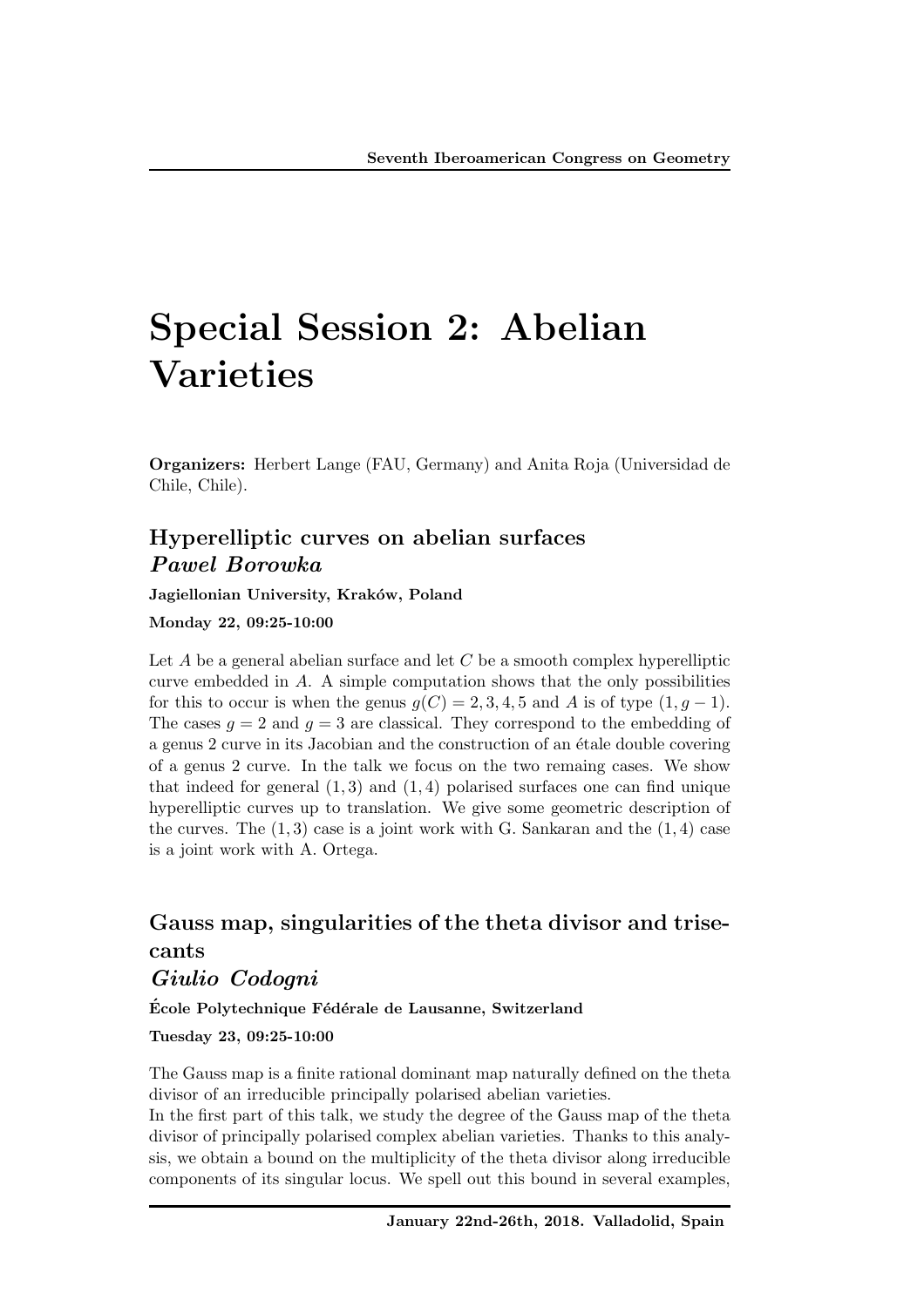# Special Session 2: Abelian Varieties

**Organizers:** Herbert Lange (FAU, Germany) and Anita Roja (Universidad de Chile, Chile).

## Hyperelliptic curves on abelian surfaces
### *Pawel Borowka*

**Jagiellonian University, Kraków, Poland**

**Monday 22, 09:25-10:00**

Let $A$ be a general abelian surface and let $C$ be a smooth complex hyperelliptic curve embedded in $A$. A simple computation shows that the only possibilities for this to occur is when the genus $g(C) = 2, 3, 4, 5$ and $A$ is of type $(1, g-1)$. The cases $g = 2$ and $g = 3$ are classical. They correspond to the embedding of a genus 2 curve in its Jacobian and the construction of an étale double covering of a genus 2 curve. In the talk we focus on the two remaing cases. We show that indeed for general $(1, 3)$ and $(1, 4)$ polarised surfaces one can find unique hyperelliptic curves up to translation. We give some geometric description of the curves. The $(1, 3)$ case is a joint work with G. Sankaran and the $(1, 4)$ case is a joint work with A. Ortega.

## Gauss map, singularities of the theta divisor and trisecants
### *Giulio Codogni*

**École Polytechnique Fédérale de Lausanne, Switzerland**

**Tuesday 23, 09:25-10:00**

The Gauss map is a finite rational dominant map naturally defined on the theta divisor of an irreducible principally polarised abelian varieties.

In the first part of this talk, we study the degree of the Gauss map of the theta divisor of principally polarised complex abelian varieties. Thanks to this analysis, we obtain a bound on the multiplicity of the theta divisor along irreducible components of its singular locus. We spell out this bound in several examples,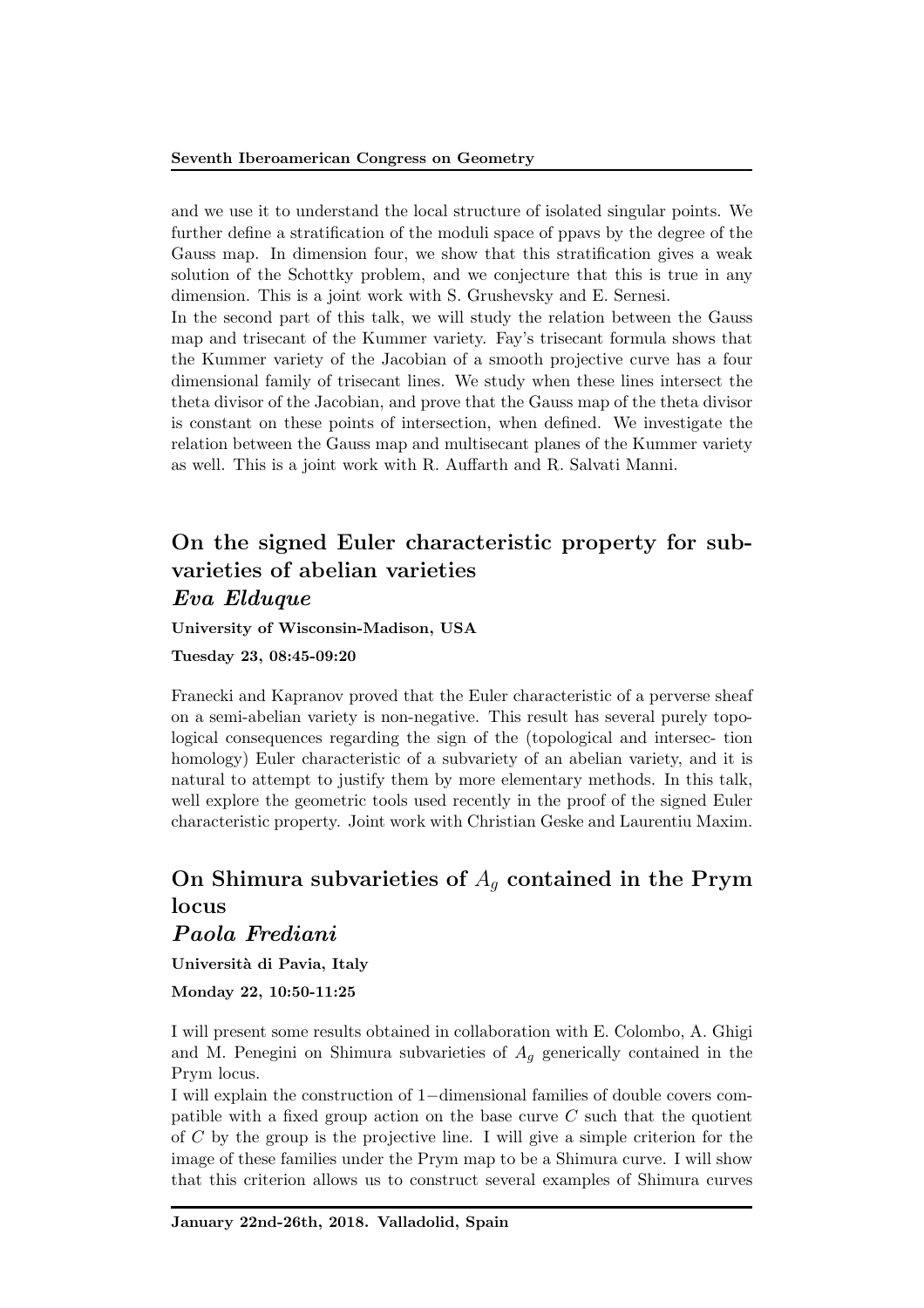and we use it to understand the local structure of isolated singular points. We further define a stratification of the moduli space of ppavs by the degree of the Gauss map. In dimension four, we show that this stratification gives a weak solution of the Schottky problem, and we conjecture that this is true in any dimension. This is a joint work with S. Grushevsky and E. Sernesi.

In the second part of this talk, we will study the relation between the Gauss map and trisecant of the Kummer variety. Fay's trisecant formula shows that the Kummer variety of the Jacobian of a smooth projective curve has a four dimensional family of trisecant lines. We study when these lines intersect the theta divisor of the Jacobian, and prove that the Gauss map of the theta divisor is constant on these points of intersection, when defined. We investigate the relation between the Gauss map and multisecant planes of the Kummer variety as well. This is a joint work with R. Auffarth and R. Salvati Manni.

## On the signed Euler characteristic property for subvarieties of abelian varieties

### *Eva Elduque*

**University of Wisconsin-Madison, USA**

**Tuesday 23, 08:45-09:20**

Franecki and Kapranov proved that the Euler characteristic of a perverse sheaf on a semi-abelian variety is non-negative. This result has several purely topological consequences regarding the sign of the (topological and intersec- tion homology) Euler characteristic of a subvariety of an abelian variety, and it is natural to attempt to justify them by more elementary methods. In this talk, well explore the geometric tools used recently in the proof of the signed Euler characteristic property. Joint work with Christian Geske and Laurentiu Maxim.

## On Shimura subvarieties of $A_g$ contained in the Prym locus

### *Paola Frediani*

**Università di Pavia, Italy**

**Monday 22, 10:50-11:25**

I will present some results obtained in collaboration with E. Colombo, A. Ghigi and M. Penegini on Shimura subvarieties of $A_g$ generically contained in the Prym locus.

I will explain the construction of $1-$dimensional families of double covers compatible with a fixed group action on the base curve $C$ such that the quotient of $C$ by the group is the projective line. I will give a simple criterion for the image of these families under the Prym map to be a Shimura curve. I will show that this criterion allows us to construct several examples of Shimura curves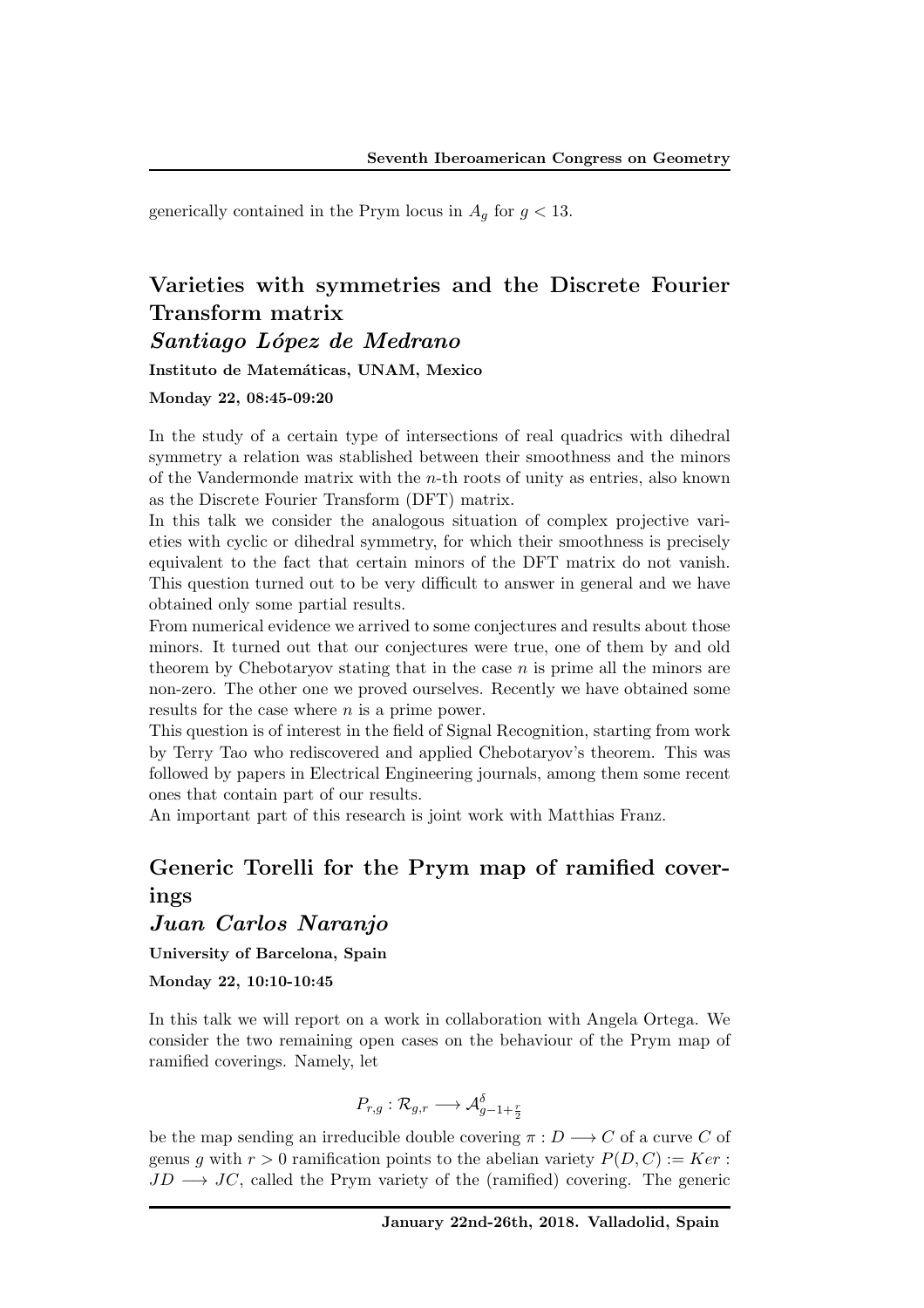generically contained in the Prym locus in $A_g$ for $g < 13$.

## Varieties with symmetries and the Discrete Fourier Transform matrix

### *Santiago López de Medrano*

**Instituto de Matemáticas, UNAM, Mexico**

**Monday 22, 08:45-09:20**

In the study of a certain type of intersections of real quadrics with dihedral symmetry a relation was stablished between their smoothness and the minors of the Vandermonde matrix with the $n$-th roots of unity as entries, also known as the Discrete Fourier Transform (DFT) matrix.
In this talk we consider the analogous situation of complex projective varieties with cyclic or dihedral symmetry, for which their smoothness is precisely equivalent to the fact that certain minors of the DFT matrix do not vanish. This question turned out to be very difficult to answer in general and we have obtained only some partial results.
From numerical evidence we arrived to some conjectures and results about those minors. It turned out that our conjectures were true, one of them by and old theorem by Chebotaryov stating that in the case $n$ is prime all the minors are non-zero. The other one we proved ourselves. Recently we have obtained some results for the case where $n$ is a prime power.
This question is of interest in the field of Signal Recognition, starting from work by Terry Tao who rediscovered and applied Chebotaryov's theorem. This was followed by papers in Electrical Engineering journals, among them some recent ones that contain part of our results.
An important part of this research is joint work with Matthias Franz.

## Generic Torelli for the Prym map of ramified coverings

### *Juan Carlos Naranjo*

**University of Barcelona, Spain**

**Monday 22, 10:10-10:45**

In this talk we will report on a work in collaboration with Angela Ortega. We consider the two remaining open cases on the behaviour of the Prym map of ramified coverings. Namely, let

$$P_{r,g} : \mathcal{R}_{g,r} \longrightarrow \mathcal{A}^{\delta}_{g-1+\frac{r}{2}}$$

be the map sending an irreducible double covering $\pi : D \longrightarrow C$ of a curve $C$ of genus $g$ with $r > 0$ ramification points to the abelian variety $P(D, C) := Ker : JD \longrightarrow JC$, called the Prym variety of the (ramified) covering. The generic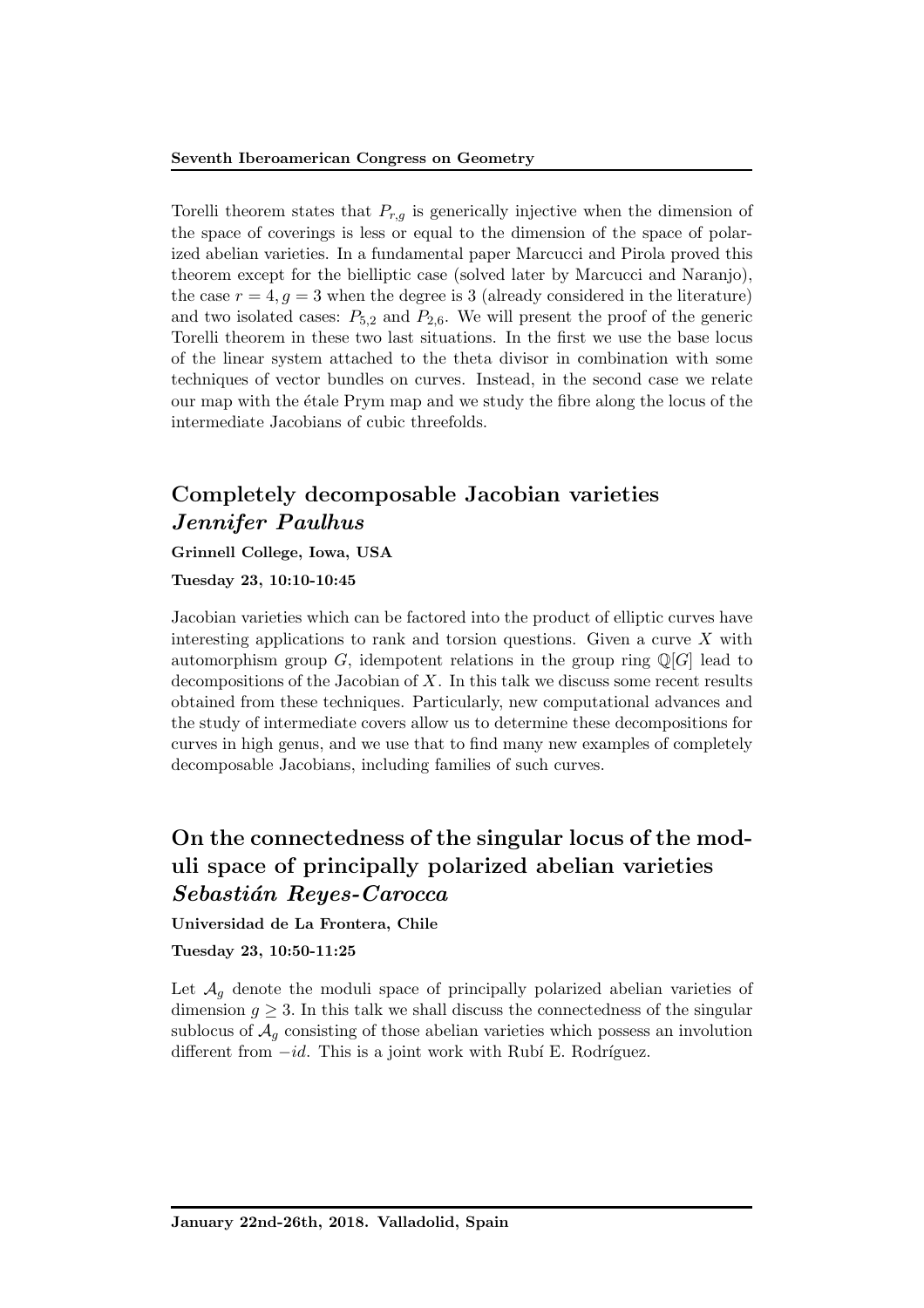Torelli theorem states that $P_{r,g}$ is generically injective when the dimension of the space of coverings is less or equal to the dimension of the space of polarized abelian varieties. In a fundamental paper Marcucci and Pirola proved this theorem except for the bielliptic case (solved later by Marcucci and Naranjo), the case $r = 4, g = 3$ when the degree is 3 (already considered in the literature) and two isolated cases: $P_{5,2}$ and $P_{2,6}$. We will present the proof of the generic Torelli theorem in these two last situations. In the first we use the base locus of the linear system attached to the theta divisor in combination with some techniques of vector bundles on curves. Instead, in the second case we relate our map with the étale Prym map and we study the fibre along the locus of the intermediate Jacobians of cubic threefolds.

## Completely decomposable Jacobian varieties *Jennifer Paulhus*

**Grinnell College, Iowa, USA**

**Tuesday 23, 10:10-10:45**

Jacobian varieties which can be factored into the product of elliptic curves have interesting applications to rank and torsion questions. Given a curve $X$ with automorphism group $G$, idempotent relations in the group ring $\mathbb{Q}[G]$ lead to decompositions of the Jacobian of $X$. In this talk we discuss some recent results obtained from these techniques. Particularly, new computational advances and the study of intermediate covers allow us to determine these decompositions for curves in high genus, and we use that to find many new examples of completely decomposable Jacobians, including families of such curves.

## On the connectedness of the singular locus of the moduli space of principally polarized abelian varieties *Sebastián Reyes-Carocca*

**Universidad de La Frontera, Chile**

**Tuesday 23, 10:50-11:25**

Let $\mathcal{A}_g$ denote the moduli space of principally polarized abelian varieties of dimension $g \geq 3$. In this talk we shall discuss the connectedness of the singular sublocus of $\mathcal{A}_g$ consisting of those abelian varieties which possess an involution different from $-id$. This is a joint work with Rubí E. Rodríguez.